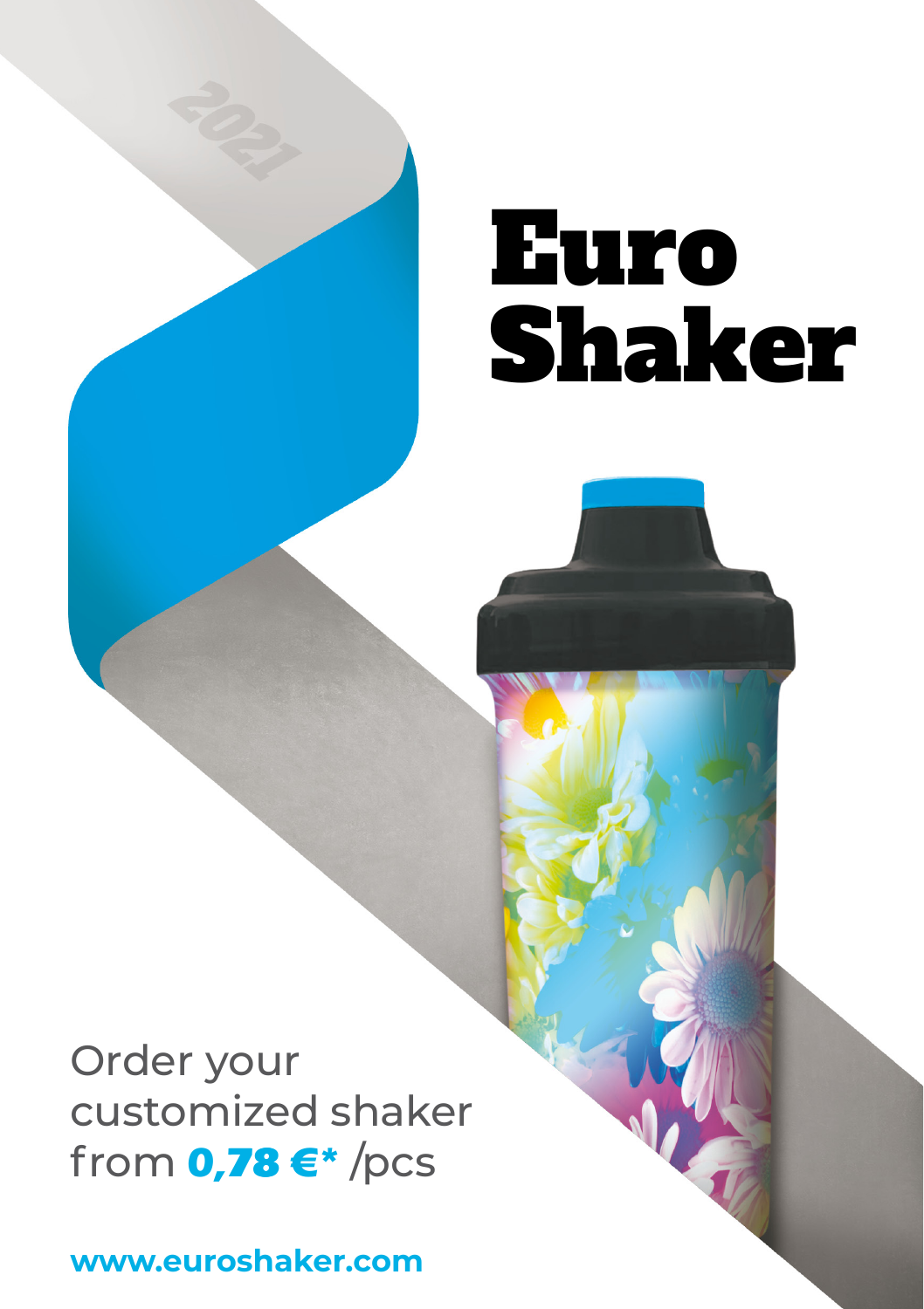2021

# Euro Shaker

Order your customized shaker from **0,78 €*** /pcs

**www.euroshaker.com**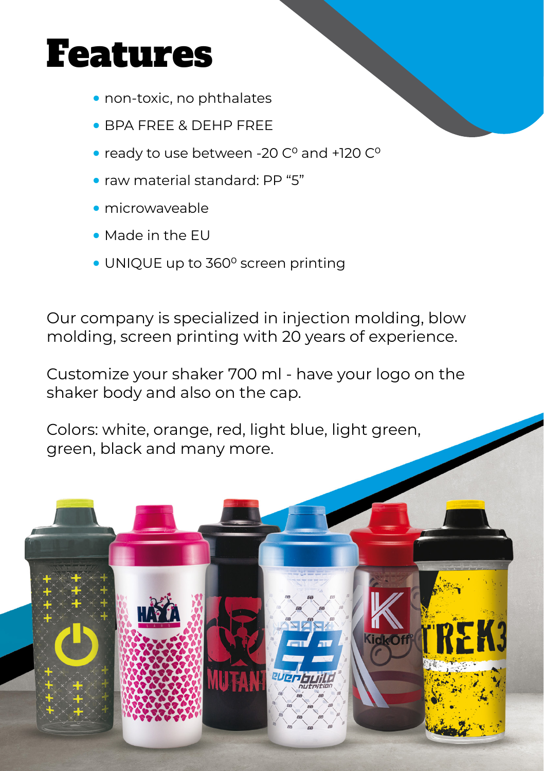# Features

- non-toxic, no phthalates
- BPA FREE & DEHP FREE
- ready to use between -20 C$^{o}$ and +120 C$^{o}$
- raw material standard: PP "5"
- microwaveable
- Made in the EU
- UNIQUE up to 360$^{o}$ screen printing

Our company is specialized in injection molding, blow molding, screen printing with 20 years of experience.

Customize your shaker 700 ml - have your logo on the shaker body and also on the cap.

Colors: white, orange, red, light blue, light green, green, black and many more.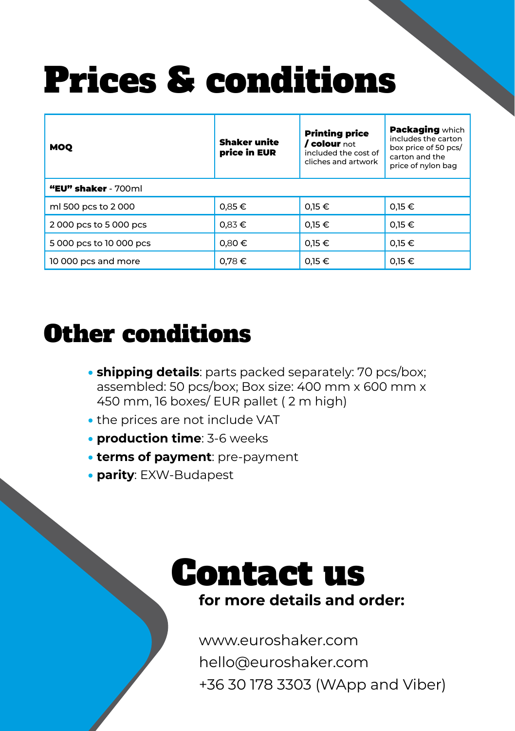# Prices & conditions

| **MOQ** | **Shaker unite price in EUR** | **Printing price / colour** not included the cost of cliches and artwork | **Packaging** which includes the carton box price of 50 pcs/ carton and the price of nylon bag |
|---|---|---|---|
| **"EU" shaker** - 700ml | | | |
| ml 500 pcs to 2 000 | 0,85 € | 0,15 € | 0,15 € |
| 2 000 pcs to 5 000 pcs | 0,83 € | 0,15 € | 0,15 € |
| 5 000 pcs to 10 000 pcs | 0,80 € | 0,15 € | 0,15 € |
| 10 000 pcs and more | 0,78 € | 0,15 € | 0,15 € |

## Other conditions

- **shipping details**: parts packed separately: 70 pcs/box; assembled: 50 pcs/box; Box size: 400 mm x 600 mm x 450 mm, 16 boxes/ EUR pallet ( 2 m high)
- the prices are not include VAT
- **production time**: 3-6 weeks
- **terms of payment**: pre-payment
- **parity**: EXW-Budapest

## Contact us

**for more details and order:**

www.euroshaker.com
hello@euroshaker.com
+36 30 178 3303 (WApp and Viber)